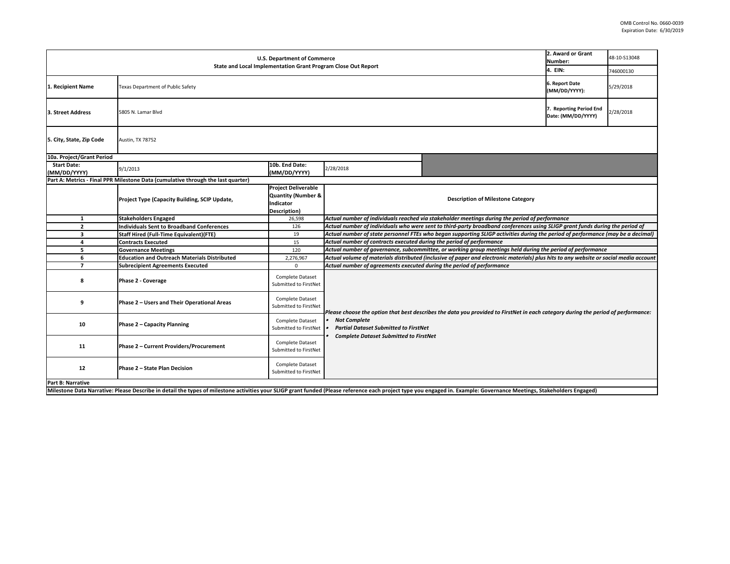OMB Control No. 0660-0039
Expiration Date: 6/30/2019

| U.S. Department of Commerce<br>State and Local Implementation Grant Program Close Out Report | | | | 2. Award or Grant Number: | 48-10-S13048 |
|---|---|---|---|---|---|
| | | | | 4. EIN: | 746000130 |
| 1. Recipient Name | Texas Department of Public Safety | | | 6. Report Date (MM/DD/YYYY): | 5/29/2018 |
| 3. Street Address | 5805 N. Lamar Blvd | | | 7. Reporting Period End Date: (MM/DD/YYYY) | 2/28/2018 |
| 5. City, State, Zip Code | Austin, TX 78752 | | | | |
| 10a. Project/Grant Period | | | | | |
| Start Date: (MM/DD/YYYY) | 9/1/2013 | 10b. End Date: (MM/DD/YYYY) | 2/28/2018 | | |

**Part A: Metrics - Final PPR Milestone Data (cumulative through the last quarter)**

| | Project Type (Capacity Building, SCIP Update, | Project Deliverable Quantity (Number & Indicator Description) | Description of Milestone Category |
|---|---|---|---|
| 1 | Stakeholders Engaged | 26,598 | *Actual number of individuals reached via stakeholder meetings during the period of performance* |
| 2 | Individuals Sent to Broadband Conferences | 126 | *Actual number of individuals who were sent to third-party broadband conferences using SLIGP grant funds during the period of* |
| 3 | Staff Hired (Full-Time Equivalent)(FTE) | 19 | *Actual number of state personnel FTEs who began supporting SLIGP activities during the period of performance (may be a decimal)* |
| 4 | Contracts Executed | 15 | *Actual number of contracts executed during the period of performance* |
| 5 | Governance Meetings | 120 | *Actual number of governance, subcommittee, or working group meetings held during the period of performance* |
| 6 | Education and Outreach Materials Distributed | 2,276,967 | *Actual volume of materials distributed (inclusive of paper and electronic materials) plus hits to any website or social media account* |
| 7 | Subrecipient Agreements Executed | 0 | *Actual number of agreements executed during the period of performance* |
| 8 | Phase 2 - Coverage | Complete Dataset Submitted to FirstNet | *Please choose the option that best describes the data you provided to FirstNet in each category during the period of performance:*<br>• *Not Complete*<br>• *Partial Dataset Submitted to FirstNet*<br>• *Complete Dataset Submitted to FirstNet* |
| 9 | Phase 2 – Users and Their Operational Areas | Complete Dataset Submitted to FirstNet | |
| 10 | Phase 2 – Capacity Planning | Complete Dataset Submitted to FirstNet | |
| 11 | Phase 2 – Current Providers/Procurement | Complete Dataset Submitted to FirstNet | |
| 12 | Phase 2 – State Plan Decision | Complete Dataset Submitted to FirstNet | |

**Part B: Narrative**

**Milestone Data Narrative: Please Describe in detail the types of milestone activities your SLIGP grant funded (Please reference each project type you engaged in. Example: Governance Meetings, Stakeholders Engaged)**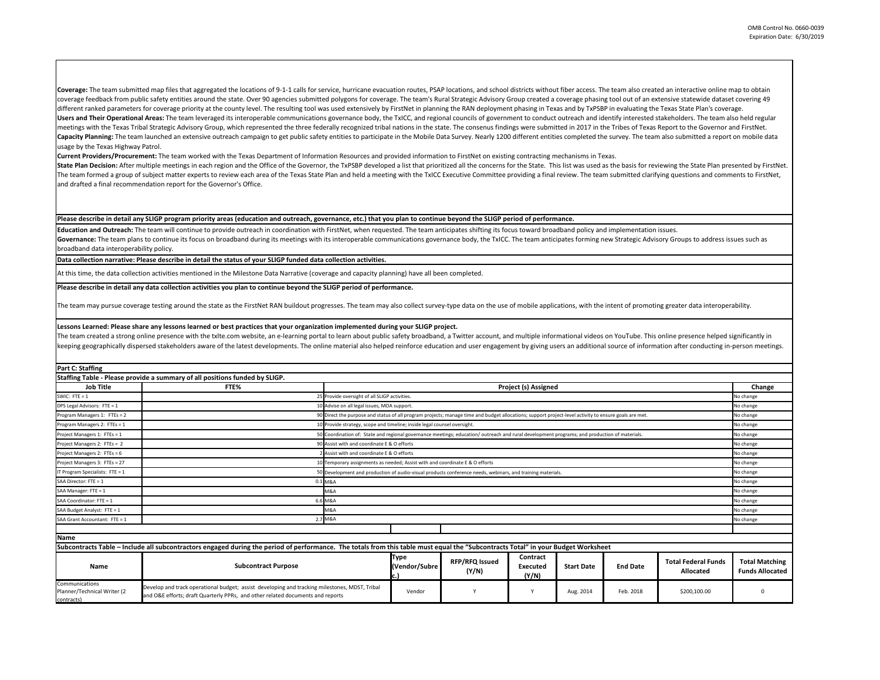**Coverage:** The team submitted map files that aggregated the locations of 9-1-1 calls for service, hurricane evacuation routes, PSAP locations, and school districts without fiber access. The team also created an interactive online map to obtain coverage feedback from public safety entities around the state. Over 90 agencies submitted polygons for coverage. The team's Rural Strategic Advisory Group created a coverage phasing tool out of an extensive statewide dataset covering 49 different ranked parameters for coverage priority at the county level. The resulting tool was used extensively by FirstNet in planning the RAN deployment phasing in Texas and by TxPSBP in evaluating the Texas State Plan's coverage.
**Users and Their Operational Areas:** The team leveraged its interoperable communications governance body, the TxICC, and regional councils of government to conduct outreach and identify interested stakeholders. The team also held regular meetings with the Texas Tribal Strategic Advisory Group, which represented the three federally recognized tribal nations in the state. The consenus findings were submitted in 2017 in the Tribes of Texas Report to the Governor and FirstNet.
**Capacity Planning:** The team launched an extensive outreach campaign to get public safety entities to participate in the Mobile Data Survey. Nearly 1200 different entities completed the survey. The team also submitted a report on mobile data usage by the Texas Highway Patrol.
**Current Providers/Procurement:** The team worked with the Texas Department of Information Resources and provided information to FirstNet on existing contracting mechanisms in Texas.
**State Plan Decision:** After multiple meetings in each region and the Office of the Governor, the TxPSBP developed a list that prioritized all the concerns for the State. This list was used as the basis for reviewing the State Plan presented by FirstNet. The team formed a group of subject matter experts to review each area of the Texas State Plan and held a meeting with the TxICC Executive Committee providing a final review. The team submitted clarifying questions and comments to FirstNet, and drafted a final recommendation report for the Governor's Office.

**Please describe in detail any SLIGP program priority areas (education and outreach, governance, etc.) that you plan to continue beyond the SLIGP period of performance.**

**Education and Outreach:** The team will continue to provide outreach in coordination with FirstNet, when requested. The team anticipates shifting its focus toward broadband policy and implementation issues.
**Governance:** The team plans to continue its focus on broadband during its meetings with its interoperable communications governance body, the TxICC. The team anticipates forming new Strategic Advisory Groups to address issues such as broadband data interoperability policy.

**Data collection narrative: Please describe in detail the status of your SLIGP funded data collection activities.**

At this time, the data collection activities mentioned in the Milestone Data Narrative (coverage and capacity planning) have all been completed.

**Please describe in detail any data collection activities you plan to continue beyond the SLIGP period of performance.**

The team may pursue coverage testing around the state as the FirstNet RAN buildout progresses. The team may also collect survey-type data on the use of mobile applications, with the intent of promoting greater data interoperability.

**Lessons Learned: Please share any lessons learned or best practices that your organization implemented during your SLIGP project.**

The team created a strong online presence with the txlte.com website, an e-learning portal to learn about public safety broadband, a Twitter account, and multiple informational videos on YouTube. This online presence helped significantly in keeping geographically dispersed stakeholders aware of the latest developments. The online material also helped reinforce education and user engagement by giving users an additional source of information after conducting in-person meetings.

**Part C: Staffing**

**Staffing Table - Please provide a summary of all positions funded by SLIGP.**

| Job Title | FTE% | Project (s) Assigned | Change |
|---|---|---|---|
| SWIC: FTE = 1 | 25 | Provide oversight of all SLIGP activities. | No change |
| DPS Legal Advisors: FTE = 1 | 10 | Advise on all legal issues, MOA support. | No change |
| Program Managers 1: FTEs = 2 | 90 | Direct the purpose and status of all program projects; manage time and budget allocations; support project-level activity to ensure goals are met. | No change |
| Program Managers 2: FTEs = 1 | 10 | Provide strategy, scope and timeline; inside legal counsel oversight. | No change |
| Project Managers 1: FTEs = 1 | 50 | Coordination of: State and regional governance meetings; education/ outreach and rural development programs; and production of materials. | No change |
| Project Managers 2: FTEs = 2 | 90 | Assist with and coordinate E & O efforts | No change |
| Project Managers 2: FTEs = 6 | 2 | Assist with and coordinate E & O efforts | No change |
| Project Managers 3: FTEs = 27 | 10 | Temporary assignments as needed; Assist with and coordinate E & O efforts | No change |
| IT Program Specialists: FTE = 1 | 50 | Development and production of audio-visual products conference needs, webinars, and training materials. | No change |
| SAA Director: FTE = 1 | 0.1 | M&A | No change |
| SAA Manager: FTE = 1 | | M&A | No change |
| SAA Coordinator: FTE = 1 | 6.6 | M&A | No change |
| SAA Budget Analyst: FTE = 1 | | M&A | No change |
| SAA Grant Accountant: FTE = 1 | 2.7 | M&A | No change |
| | | | |

**Name**

**Subcontracts Table – Include all subcontractors engaged during the period of performance. The totals from this table must equal the "Subcontracts Total" in your Budget Worksheet**

| Name | Subcontract Purpose | Type (Vendor/Subrec.) | RFP/RFQ Issued (Y/N) | Contract Executed (Y/N) | Start Date | End Date | Total Federal Funds Allocated | Total Matching Funds Allocated |
|---|---|---|---|---|---|---|---|---|
| Communications Planner/Technical Writer (2 contracts) | Develop and track operational budget; assist developing and tracking milestones, MDST, Tribal and O&E efforts; draft Quarterly PPRs, and other related documents and reports | Vendor | Y | Y | Aug. 2014 | Feb. 2018 | $200,100.00 | 0 |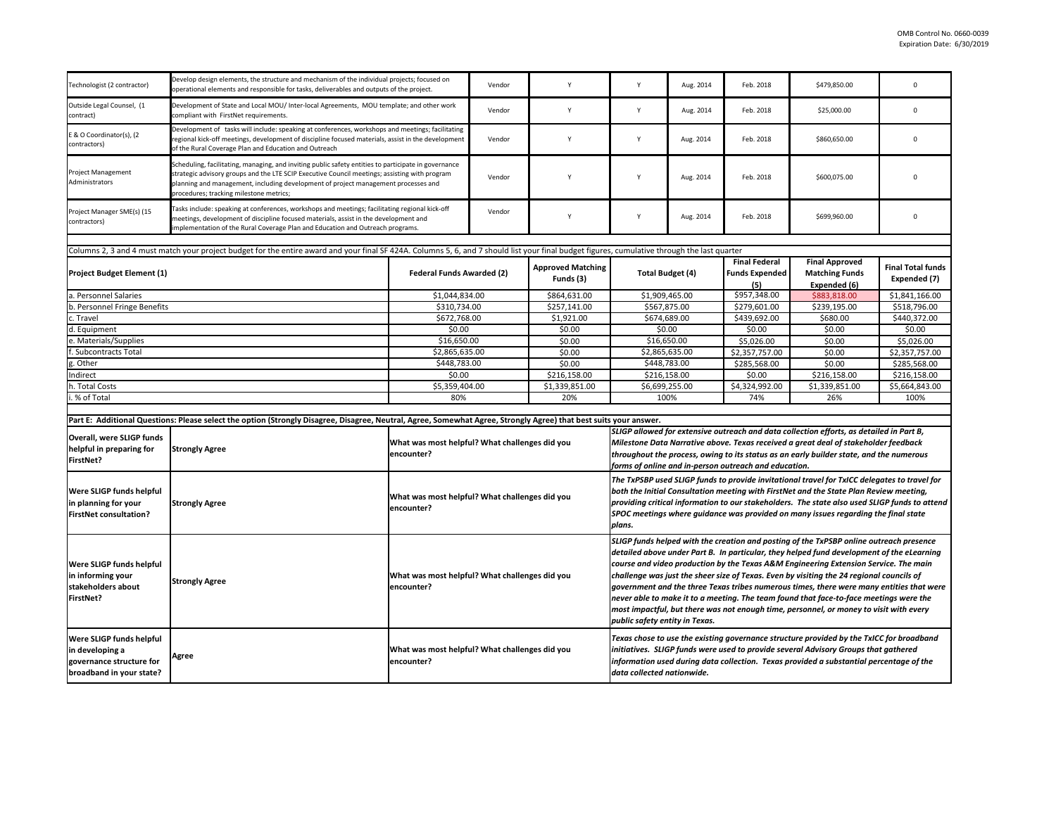| Technologist (2 contractor) | Develop design elements, the structure and mechanism of the individual projects; focused on operational elements and responsible for tasks, deliverables and outputs of the project. | Vendor | Y | Y | Aug. 2014 | Feb. 2018 | $479,850.00 | 0 |
|---|---|---|---|---|---|---|---|---|
| Outside Legal Counsel, (1 contract) | Development of State and Local MOU/ Inter-local Agreements, MOU template; and other work compliant with FirstNet requirements. | Vendor | Y | Y | Aug. 2014 | Feb. 2018 | $25,000.00 | 0 |
| E & O Coordinator(s), (2 contractors) | Development of tasks will include: speaking at conferences, workshops and meetings; facilitating regional kick-off meetings, development of discipline focused materials, assist in the development of the Rural Coverage Plan and Education and Outreach | Vendor | Y | Y | Aug. 2014 | Feb. 2018 | $860,650.00 | 0 |
| Project Management Administrators | Scheduling, facilitating, managing, and inviting public safety entities to participate in governance strategic advisory groups and the LTE SCIP Executive Council meetings; assisting with program planning and management, including development of project management processes and procedures; tracking milestone metrics; | Vendor | Y | Y | Aug. 2014 | Feb. 2018 | $600,075.00 | 0 |
| Project Manager SME(s) (15 contractors) | Tasks include: speaking at conferences, workshops and meetings; facilitating regional kick-off meetings, development of discipline focused materials, assist in the development and implementation of the Rural Coverage Plan and Education and Outreach programs. | Vendor | Y | Y | Aug. 2014 | Feb. 2018 | $699,960.00 | 0 |

Columns 2, 3 and 4 must match your project budget for the entire award and your final SF 424A. Columns 5, 6, and 7 should list your final budget figures, cumulative through the last quarter

| Project Budget Element (1) | Federal Funds Awarded (2) | Approved Matching Funds (3) | Total Budget (4) | Final Federal Funds Expended (5) | Final Approved Matching Funds Expended (6) | Final Total funds Expended (7) |
|---|---|---|---|---|---|---|
| a. Personnel Salaries | $1,044,834.00 | $864,631.00 | $1,909,465.00 | $957,348.00 | $883,818.00 | $1,841,166.00 |
| b. Personnel Fringe Benefits | $310,734.00 | $257,141.00 | $567,875.00 | $279,601.00 | $239,195.00 | $518,796.00 |
| c. Travel | $672,768.00 | $1,921.00 | $674,689.00 | $439,692.00 | $680.00 | $440,372.00 |
| d. Equipment | $0.00 | $0.00 | $0.00 | $0.00 | $0.00 | $0.00 |
| e. Materials/Supplies | $16,650.00 | $0.00 | $16,650.00 | $5,026.00 | $0.00 | $5,026.00 |
| f. Subcontracts Total | $2,865,635.00 | $0.00 | $2,865,635.00 | $2,357,757.00 | $0.00 | $2,357,757.00 |
| g. Other | $448,783.00 | $0.00 | $448,783.00 | $285,568.00 | $0.00 | $285,568.00 |
| Indirect | $0.00 | $216,158.00 | $216,158.00 | $0.00 | $216,158.00 | $216,158.00 |
| h. Total Costs | $5,359,404.00 | $1,339,851.00 | $6,699,255.00 | $4,324,992.00 | $1,339,851.00 | $5,664,843.00 |
| i. % of Total | 80% | 20% | 100% | 74% | 26% | 100% |

**Part E: Additional Questions: Please select the option (Strongly Disagree, Disagree, Neutral, Agree, Somewhat Agree, Strongly Agree) that best suits your answer.**

| Question | Answer | Prompt | Response |
|---|---|---|---|
| **Overall, were SLIGP funds helpful in preparing for FirstNet?** | **Strongly Agree** | **What was most helpful? What challenges did you encounter?** | *SLIGP allowed for extensive outreach and data collection efforts, as detailed in Part B, Milestone Data Narrative above. Texas received a great deal of stakeholder feedback throughout the process, owing to its status as an early builder state, and the numerous forms of online and in-person outreach and education.* |
| **Were SLIGP funds helpful in planning for your FirstNet consultation?** | **Strongly Agree** | **What was most helpful? What challenges did you encounter?** | *The TxPSBP used SLIGP funds to provide invitational travel for TxICC delegates to travel for both the Initial Consultation meeting with FirstNet and the State Plan Review meeting, providing critical information to our stakeholders. The state also used SLIGP funds to attend SPOC meetings where guidance was provided on many issues regarding the final state plans.* |
| **Were SLIGP funds helpful in informing your stakeholders about FirstNet?** | **Strongly Agree** | **What was most helpful? What challenges did you encounter?** | *SLIGP funds helped with the creation and posting of the TxPSBP online outreach presence detailed above under Part B. In particular, they helped fund development of the eLearning course and video production by the Texas A&M Engineering Extension Service. The main challenge was just the sheer size of Texas. Even by visiting the 24 regional councils of government and the three Texas tribes numerous times, there were many entities that were never able to make it to a meeting. The team found that face-to-face meetings were the most impactful, but there was not enough time, personnel, or money to visit with every public safety entity in Texas.* |
| **Were SLIGP funds helpful in developing a governance structure for broadband in your state?** | **Agree** | **What was most helpful? What challenges did you encounter?** | *Texas chose to use the existing governance structure provided by the TxICC for broadband initiatives. SLIGP funds were used to provide several Advisory Groups that gathered information used during data collection. Texas provided a substantial percentage of the data collected nationwide.* |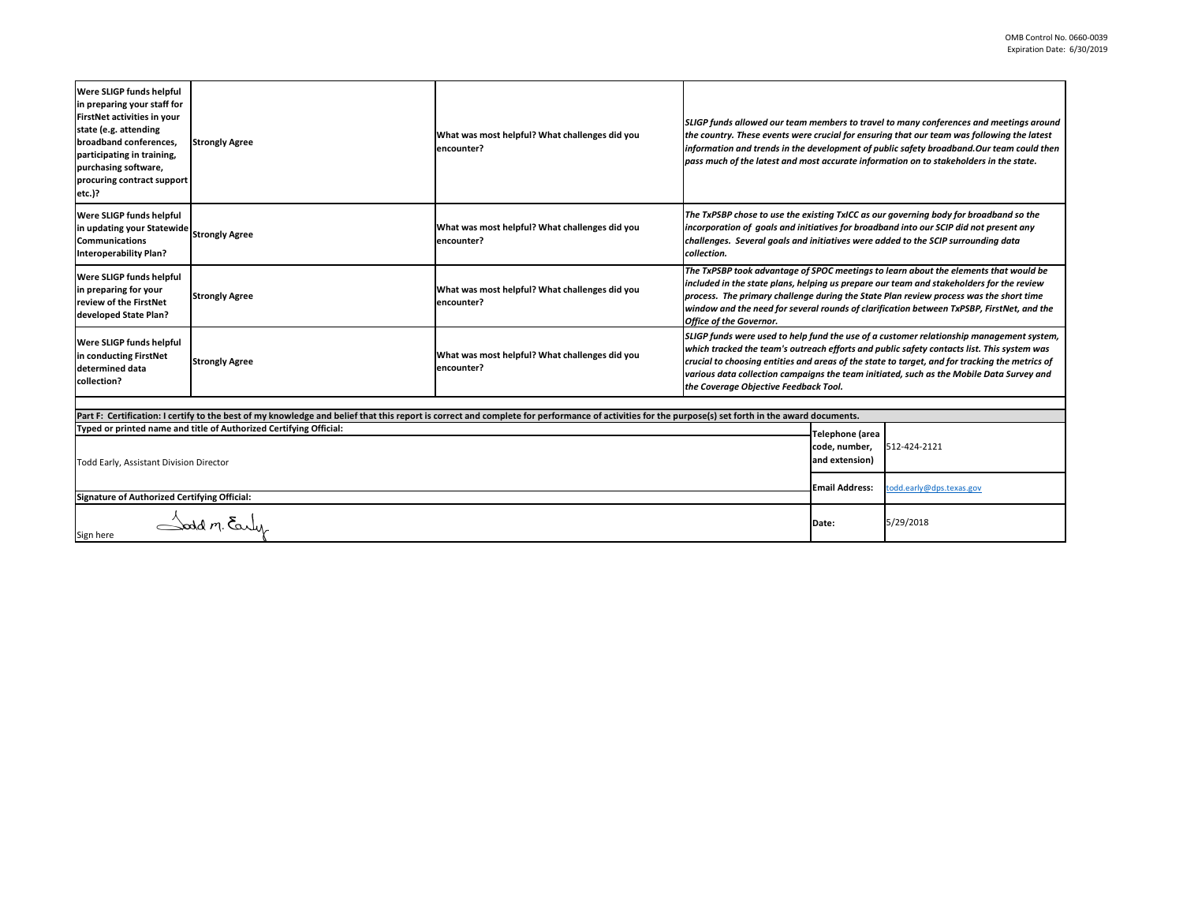| | | | |
|---|---|---|---|
| **Were SLIGP funds helpful in preparing your staff for FirstNet activities in your state (e.g. attending broadband conferences, participating in training, purchasing software, procuring contract support etc.)?** | Strongly Agree | What was most helpful? What challenges did you encounter? | *SLIGP funds allowed our team members to travel to many conferences and meetings around the country. These events were crucial for ensuring that our team was following the latest information and trends in the development of public safety broadband.Our team could then pass much of the latest and most accurate information on to stakeholders in the state.* |
| **Were SLIGP funds helpful in updating your Statewide Communications Interoperability Plan?** | Strongly Agree | What was most helpful? What challenges did you encounter? | *The TxPSBP chose to use the existing TxICC as our governing body for broadband so the incorporation of goals and initiatives for broadband into our SCIP did not present any challenges. Several goals and initiatives were added to the SCIP surrounding data collection.* |
| **Were SLIGP funds helpful in preparing for your review of the FirstNet developed State Plan?** | Strongly Agree | What was most helpful? What challenges did you encounter? | *The TxPSBP took advantage of SPOC meetings to learn about the elements that would be included in the state plans, helping us prepare our team and stakeholders for the review process. The primary challenge during the State Plan review process was the short time window and the need for several rounds of clarification between TxPSBP, FirstNet, and the Office of the Governor.* |
| **Were SLIGP funds helpful in conducting FirstNet determined data collection?** | Strongly Agree | What was most helpful? What challenges did you encounter? | *SLIGP funds were used to help fund the use of a customer relationship management system, which tracked the team's outreach efforts and public safety contacts list. This system was crucial to choosing entities and areas of the state to target, and for tracking the metrics of various data collection campaigns the team initiated, such as the Mobile Data Survey and the Coverage Objective Feedback Tool.* |

**Part F: Certification: I certify to the best of my knowledge and belief that this report is correct and complete for performance of activities for the purpose(s) set forth in the award documents.**

| | | |
|---|---|---|
| **Typed or printed name and title of Authorized Certifying Official:** Todd Early, Assistant Division Director | **Telephone (area code, number, and extension)** | 512-424-2121 |
| | **Email Address:** | todd.early@dps.texas.gov |
| **Signature of Authorized Certifying Official:** Sign here Todd M. Early | **Date:** | 5/29/2018 |